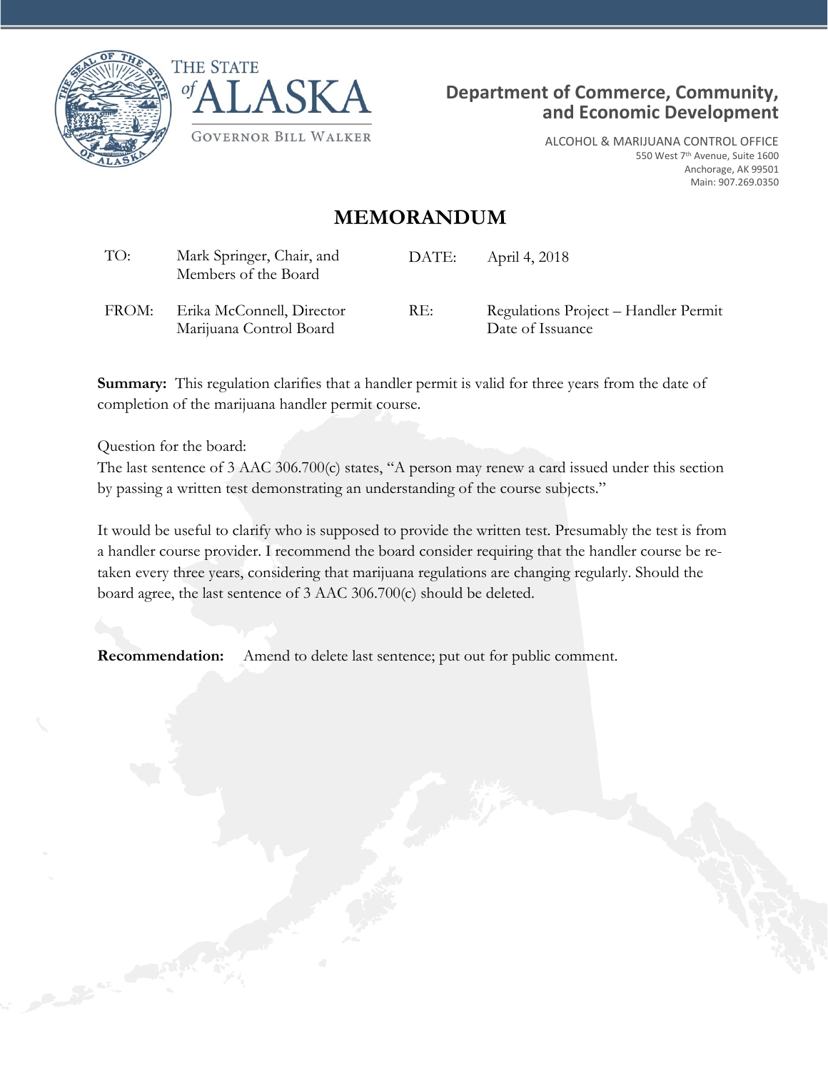THE STATE of ALASKA

GOVERNOR BILL WALKER

**Department of Commerce, Community, and Economic Development**

ALCOHOL & MARIJUANA CONTROL OFFICE
550 West 7th Avenue, Suite 1600
Anchorage, AK 99501
Main: 907.269.0350

# MEMORANDUM

| | | | |
|---|---|---|---|
| TO: | Mark Springer, Chair, and Members of the Board | DATE: | April 4, 2018 |
| FROM: | Erika McConnell, Director Marijuana Control Board | RE: | Regulations Project – Handler Permit Date of Issuance |

**Summary:** This regulation clarifies that a handler permit is valid for three years from the date of completion of the marijuana handler permit course.

Question for the board:
The last sentence of 3 AAC 306.700(c) states, "A person may renew a card issued under this section by passing a written test demonstrating an understanding of the course subjects."

It would be useful to clarify who is supposed to provide the written test. Presumably the test is from a handler course provider. I recommend the board consider requiring that the handler course be re-taken every three years, considering that marijuana regulations are changing regularly. Should the board agree, the last sentence of 3 AAC 306.700(c) should be deleted.

**Recommendation:** Amend to delete last sentence; put out for public comment.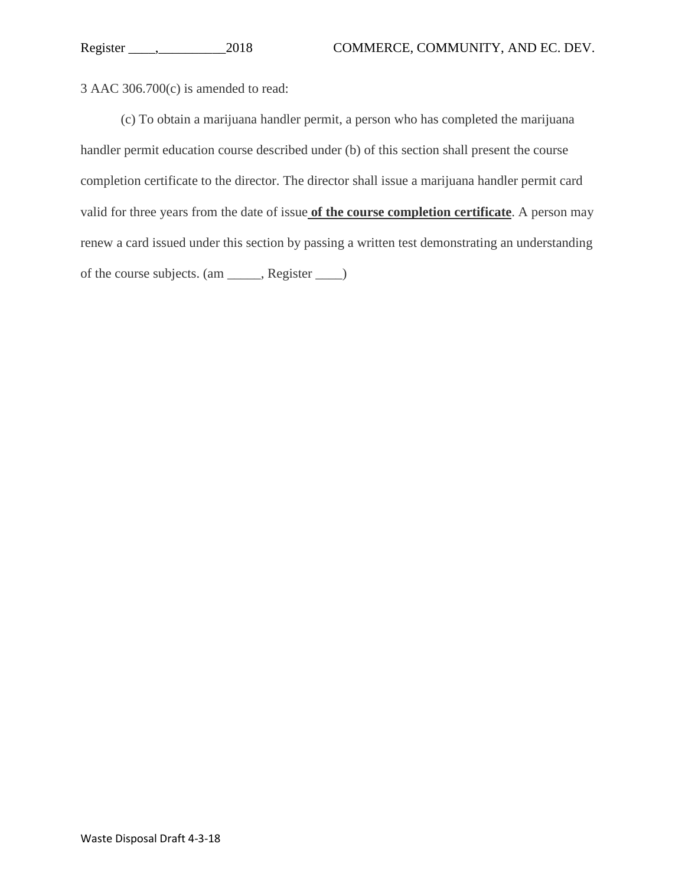3 AAC 306.700(c) is amended to read:

(c) To obtain a marijuana handler permit, a person who has completed the marijuana handler permit education course described under (b) of this section shall present the course completion certificate to the director. The director shall issue a marijuana handler permit card valid for three years from the date of issue **of the course completion certificate**. A person may renew a card issued under this section by passing a written test demonstrating an understanding of the course subjects. (am _____, Register ____)